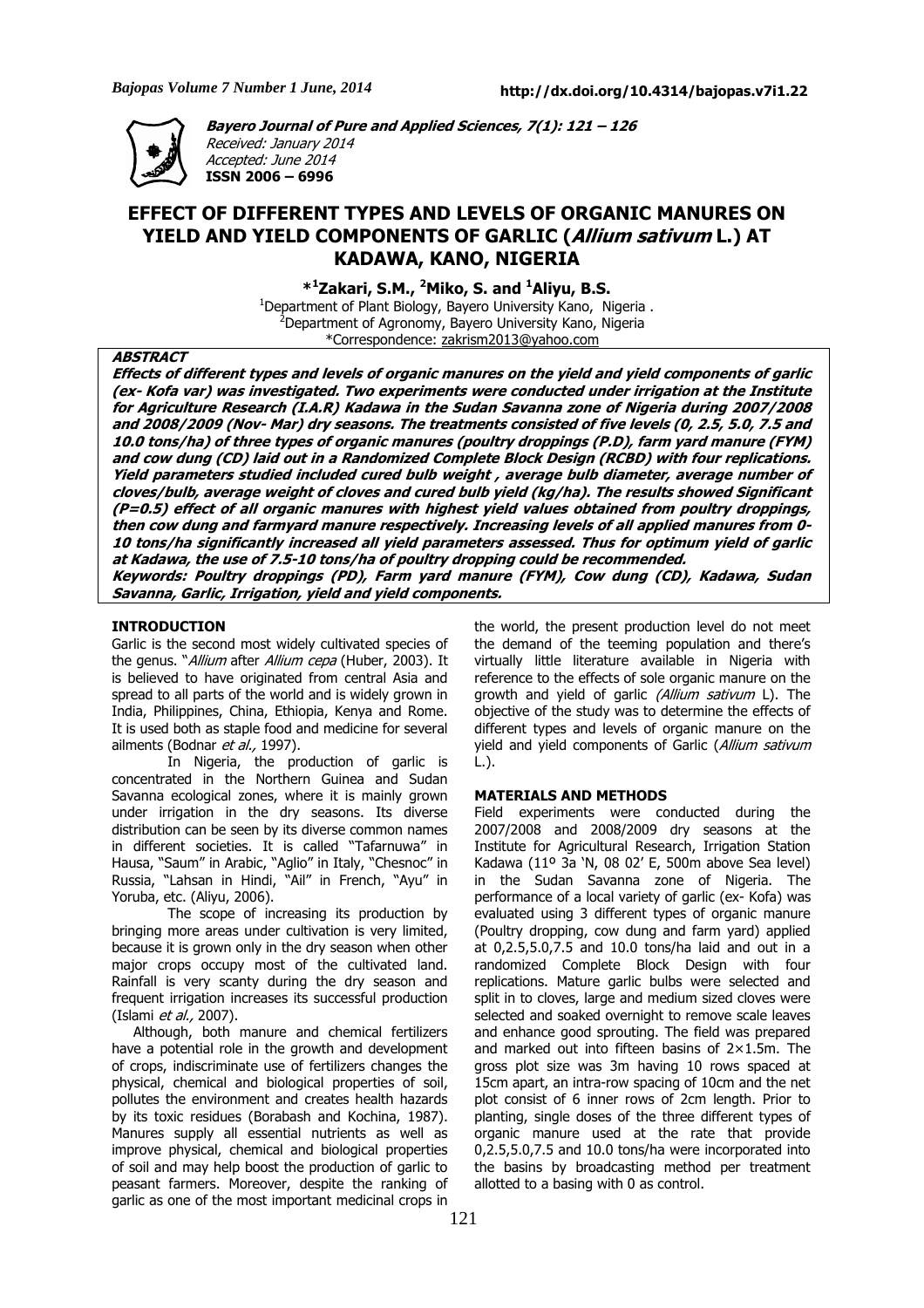**Bayero Journal of Pure and Applied Sciences, 7(1): 121 – 126**
Received: January 2014
Accepted: June 2014
**ISSN 2006 – 6996**

# EFFECT OF DIFFERENT TYPES AND LEVELS OF ORGANIC MANURES ON YIELD AND YIELD COMPONENTS OF GARLIC (*Allium sativum* L.) AT KADAWA, KANO, NIGERIA

**\*[1]Zakari, S.M., [2]Miko, S. and [1]Aliyu, B.S.**

[1]Department of Plant Biology, Bayero University Kano, Nigeria .
[2]Department of Agronomy, Bayero University Kano, Nigeria
\*Correspondence: zakrism2013@yahoo.com

### ABSTRACT

***Effects of different types and levels of organic manures on the yield and yield components of garlic (ex- Kofa var) was investigated. Two experiments were conducted under irrigation at the Institute for Agriculture Research (I.A.R) Kadawa in the Sudan Savanna zone of Nigeria during 2007/2008 and 2008/2009 (Nov- Mar) dry seasons. The treatments consisted of five levels (0, 2.5, 5.0, 7.5 and 10.0 tons/ha) of three types of organic manures (poultry droppings (P.D), farm yard manure (FYM) and cow dung (CD) laid out in a Randomized Complete Block Design (RCBD) with four replications. Yield parameters studied included cured bulb weight , average bulb diameter, average number of cloves/bulb, average weight of cloves and cured bulb yield (kg/ha). The results showed Significant (P=0.5) effect of all organic manures with highest yield values obtained from poultry droppings, then cow dung and farmyard manure respectively. Increasing levels of all applied manures from 0-10 tons/ha significantly increased all yield parameters assessed. Thus for optimum yield of garlic at Kadawa, the use of 7.5-10 tons/ha of poultry dropping could be recommended.***

***Keywords: Poultry droppings (PD), Farm yard manure (FYM), Cow dung (CD), Kadawa, Sudan Savanna, Garlic, Irrigation, yield and yield components.***

## INTRODUCTION

Garlic is the second most widely cultivated species of the genus. "*Allium* after *Allium cepa* (Huber, 2003). It is believed to have originated from central Asia and spread to all parts of the world and is widely grown in India, Philippines, China, Ethiopia, Kenya and Rome. It is used both as staple food and medicine for several ailments (Bodnar *et al.,* 1997).

In Nigeria, the production of garlic is concentrated in the Northern Guinea and Sudan Savanna ecological zones, where it is mainly grown under irrigation in the dry seasons. Its diverse distribution can be seen by its diverse common names in different societies. It is called "Tafarnuwa" in Hausa, "Saum" in Arabic, "Aglio" in Italy, "Chesnoc" in Russia, "Lahsan in Hindi, "Ail" in French, "Ayu" in Yoruba, etc. (Aliyu, 2006).

The scope of increasing its production by bringing more areas under cultivation is very limited, because it is grown only in the dry season when other major crops occupy most of the cultivated land. Rainfall is very scanty during the dry season and frequent irrigation increases its successful production (Islami *et al.,* 2007).

Although, both manure and chemical fertilizers have a potential role in the growth and development of crops, indiscriminate use of fertilizers changes the physical, chemical and biological properties of soil, pollutes the environment and creates health hazards by its toxic residues (Borabash and Kochina, 1987). Manures supply all essential nutrients as well as improve physical, chemical and biological properties of soil and may help boost the production of garlic to peasant farmers. Moreover, despite the ranking of garlic as one of the most important medicinal crops in the world, the present production level do not meet the demand of the teeming population and there's virtually little literature available in Nigeria with reference to the effects of sole organic manure on the growth and yield of garlic *(Allium sativum* L). The objective of the study was to determine the effects of different types and levels of organic manure on the yield and yield components of Garlic (*Allium sativum* L.).

## MATERIALS AND METHODS

Field experiments were conducted during the 2007/2008 and 2008/2009 dry seasons at the Institute for Agricultural Research, Irrigation Station Kadawa (11º 3a 'N, 08 02' E, 500m above Sea level) in the Sudan Savanna zone of Nigeria. The performance of a local variety of garlic (ex- Kofa) was evaluated using 3 different types of organic manure (Poultry dropping, cow dung and farm yard) applied at 0,2.5,5.0,7.5 and 10.0 tons/ha laid and out in a randomized Complete Block Design with four replications. Mature garlic bulbs were selected and split in to cloves, large and medium sized cloves were selected and soaked overnight to remove scale leaves and enhance good sprouting. The field was prepared and marked out into fifteen basins of 2×1.5m. The gross plot size was 3m having 10 rows spaced at 15cm apart, an intra-row spacing of 10cm and the net plot consist of 6 inner rows of 2cm length. Prior to planting, single doses of the three different types of organic manure used at the rate that provide 0,2.5,5.0,7.5 and 10.0 tons/ha were incorporated into the basins by broadcasting method per treatment allotted to a basing with 0 as control.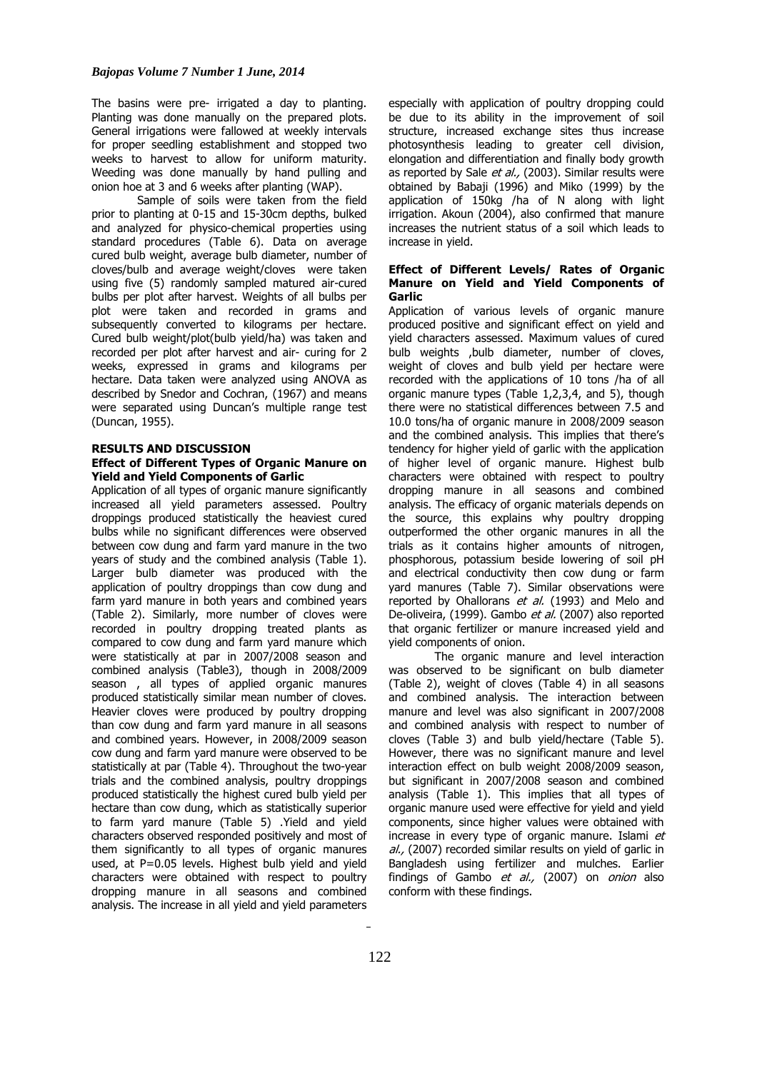The basins were pre- irrigated a day to planting. Planting was done manually on the prepared plots. General irrigations were fallowed at weekly intervals for proper seedling establishment and stopped two weeks to harvest to allow for uniform maturity. Weeding was done manually by hand pulling and onion hoe at 3 and 6 weeks after planting (WAP).

Sample of soils were taken from the field prior to planting at 0-15 and 15-30cm depths, bulked and analyzed for physico-chemical properties using standard procedures (Table 6). Data on average cured bulb weight, average bulb diameter, number of cloves/bulb and average weight/cloves were taken using five (5) randomly sampled matured air-cured bulbs per plot after harvest. Weights of all bulbs per plot were taken and recorded in grams and subsequently converted to kilograms per hectare. Cured bulb weight/plot(bulb yield/ha) was taken and recorded per plot after harvest and air- curing for 2 weeks, expressed in grams and kilograms per hectare. Data taken were analyzed using ANOVA as described by Snedor and Cochran, (1967) and means were separated using Duncan's multiple range test (Duncan, 1955).

## RESULTS AND DISCUSSION

### Effect of Different Types of Organic Manure on Yield and Yield Components of Garlic

Application of all types of organic manure significantly increased all yield parameters assessed. Poultry droppings produced statistically the heaviest cured bulbs while no significant differences were observed between cow dung and farm yard manure in the two years of study and the combined analysis (Table 1). Larger bulb diameter was produced with the application of poultry droppings than cow dung and farm yard manure in both years and combined years (Table 2). Similarly, more number of cloves were recorded in poultry dropping treated plants as compared to cow dung and farm yard manure which were statistically at par in 2007/2008 season and combined analysis (Table3), though in 2008/2009 season , all types of applied organic manures produced statistically similar mean number of cloves. Heavier cloves were produced by poultry dropping than cow dung and farm yard manure in all seasons and combined years. However, in 2008/2009 season cow dung and farm yard manure were observed to be statistically at par (Table 4). Throughout the two-year trials and the combined analysis, poultry droppings produced statistically the highest cured bulb yield per hectare than cow dung, which as statistically superior to farm yard manure (Table 5) .Yield and yield characters observed responded positively and most of them significantly to all types of organic manures used, at P=0.05 levels. Highest bulb yield and yield characters were obtained with respect to poultry dropping manure in all seasons and combined analysis. The increase in all yield and yield parameters especially with application of poultry dropping could be due to its ability in the improvement of soil structure, increased exchange sites thus increase photosynthesis leading to greater cell division, elongation and differentiation and finally body growth as reported by Sale *et al.,* (2003). Similar results were obtained by Babaji (1996) and Miko (1999) by the application of 150kg /ha of N along with light irrigation. Akoun (2004), also confirmed that manure increases the nutrient status of a soil which leads to increase in yield.

### Effect of Different Levels/ Rates of Organic Manure on Yield and Yield Components of Garlic

Application of various levels of organic manure produced positive and significant effect on yield and yield characters assessed. Maximum values of cured bulb weights ,bulb diameter, number of cloves, weight of cloves and bulb yield per hectare were recorded with the applications of 10 tons /ha of all organic manure types (Table 1,2,3,4, and 5), though there were no statistical differences between 7.5 and 10.0 tons/ha of organic manure in 2008/2009 season and the combined analysis. This implies that there's tendency for higher yield of garlic with the application of higher level of organic manure. Highest bulb characters were obtained with respect to poultry dropping manure in all seasons and combined analysis. The efficacy of organic materials depends on the source, this explains why poultry dropping outperformed the other organic manures in all the trials as it contains higher amounts of nitrogen, phosphorous, potassium beside lowering of soil pH and electrical conductivity then cow dung or farm yard manures (Table 7). Similar observations were reported by Ohallorans *et al.* (1993) and Melo and De-oliveira, (1999). Gambo *et al.* (2007) also reported that organic fertilizer or manure increased yield and yield components of onion.

The organic manure and level interaction was observed to be significant on bulb diameter (Table 2), weight of cloves (Table 4) in all seasons and combined analysis. The interaction between manure and level was also significant in 2007/2008 and combined analysis with respect to number of cloves (Table 3) and bulb yield/hectare (Table 5). However, there was no significant manure and level interaction effect on bulb weight 2008/2009 season, but significant in 2007/2008 season and combined analysis (Table 1). This implies that all types of organic manure used were effective for yield and yield components, since higher values were obtained with increase in every type of organic manure. Islami *et al.,* (2007) recorded similar results on yield of garlic in Bangladesh using fertilizer and mulches. Earlier findings of Gambo *et al.,* (2007) on *onion* also conform with these findings.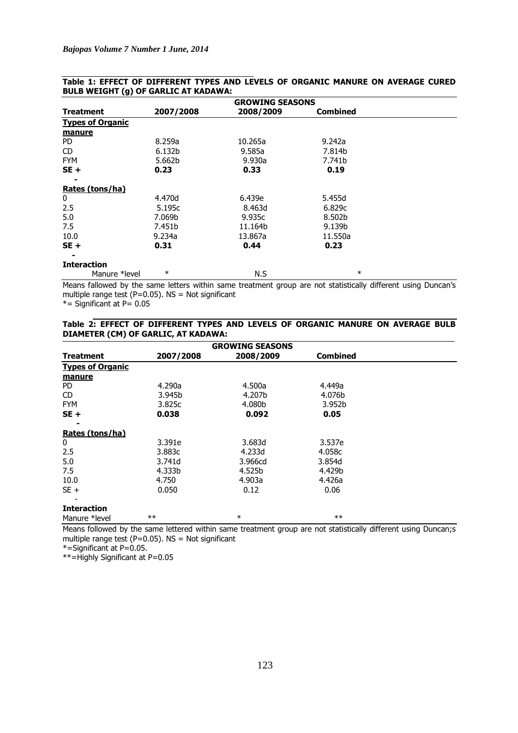**Table 1: EFFECT OF DIFFERENT TYPES AND LEVELS OF ORGANIC MANURE ON AVERAGE CURED BULB WEIGHT (g) OF GARLIC AT KADAWA:**

| | GROWING SEASONS | | |
|---|---|---|---|
| **Treatment** | **2007/2008** | **2008/2009** | **Combined** |
| **Types of Organic manure** | | | |
| PD | 8.259a | 10.265a | 9.242a |
| CD | 6.132b | 9.585a | 7.814b |
| FYM | 5.662b | 9.930a | 7.741b |
| **SE +-** | **0.23** | **0.33** | **0.19** |
| **Rates (tons/ha)** | | | |
| 0 | 4.470d | 6.439e | 5.455d |
| 2.5 | 5.195c | 8.463d | 6.829c |
| 5.0 | 7.069b | 9.935c | 8.502b |
| 7.5 | 7.451b | 11.164b | 9.139b |
| 10.0 | 9.234a | 13.867a | 11.550a |
| **SE +-** | **0.31** | **0.44** | **0.23** |
| **Interaction** | | | |
| Manure *level | * | N.S | * |

Means fallowed by the same letters within same treatment group are not statistically different using Duncan's multiple range test (P=0.05). NS = Not significant
*= Significant at P= 0.05

**Table 2: EFFECT OF DIFFERENT TYPES AND LEVELS OF ORGANIC MANURE ON AVERAGE BULB DIAMETER (CM) OF GARLIC, AT KADAWA:**

| | GROWING SEASONS | | |
|---|---|---|---|
| **Treatment** | **2007/2008** | **2008/2009** | **Combined** |
| **Types of Organic manure** | | | |
| PD | 4.290a | 4.500a | 4.449a |
| CD | 3.945b | 4.207b | 4.076b |
| FYM | 3.825c | 4.080b | 3.952b |
| **SE +-** | **0.038** | **0.092** | **0.05** |
| **Rates (tons/ha)** | | | |
| 0 | 3.391e | 3.683d | 3.537e |
| 2.5 | 3.883c | 4.233d | 4.058c |
| 5.0 | 3.741d | 3.966cd | 3.854d |
| 7.5 | 4.333b | 4.525b | 4.429b |
| 10.0 | 4.750 | 4.903a | 4.426a |
| SE +- | 0.050 | 0.12 | 0.06 |
| **Interaction** | | | |
| Manure *level | ** | * | ** |

Means followed by the same lettered within same treatment group are not statistically different using Duncan;s multiple range test (P=0.05). NS = Not significant
*=Significant at P=0.05.
**=Highly Significant at P=0.05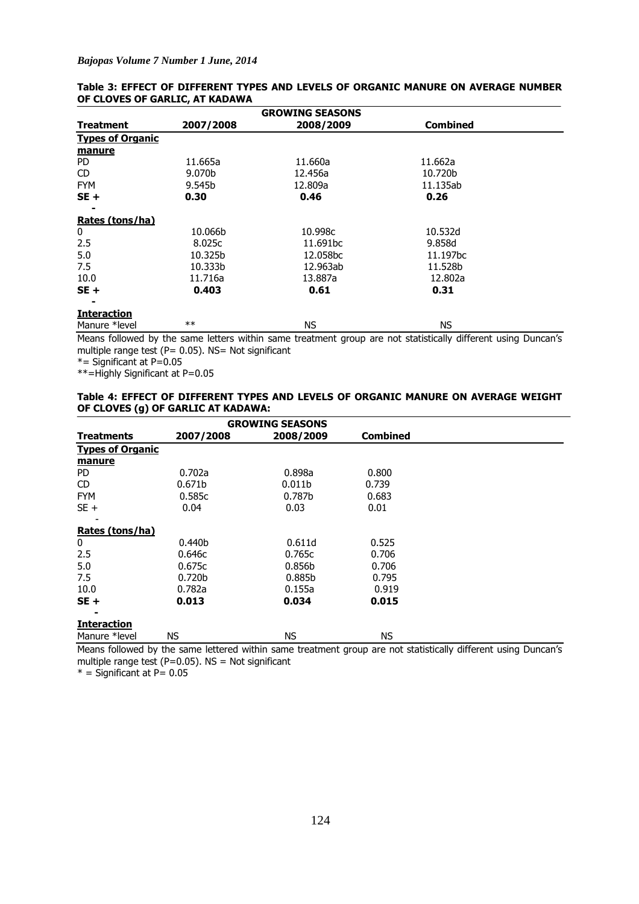**Table 3: EFFECT OF DIFFERENT TYPES AND LEVELS OF ORGANIC MANURE ON AVERAGE NUMBER OF CLOVES OF GARLIC, AT KADAWA**

| | GROWING SEASONS | | |
|---|---|---|---|
| **Treatment** | **2007/2008** | **2008/2009** | **Combined** |
| **Types of Organic manure** | | | |
| PD | 11.665a | 11.660a | 11.662a |
| CD | 9.070b | 12.456a | 10.720b |
| FYM | 9.545b | 12.809a | 11.135ab |
| **SE + -** | **0.30** | **0.46** | **0.26** |
| **Rates (tons/ha)** | | | |
| 0 | 10.066b | 10.998c | 10.532d |
| 2.5 | 8.025c | 11.691bc | 9.858d |
| 5.0 | 10.325b | 12.058bc | 11.197bc |
| 7.5 | 10.333b | 12.963ab | 11.528b |
| 10.0 | 11.716a | 13.887a | 12.802a |
| **SE + -** | **0.403** | **0.61** | **0.31** |
| **Interaction** | | | |
| Manure *level | ** | NS | NS |

Means followed by the same letters within same treatment group are not statistically different using Duncan's multiple range test (P= 0.05). NS= Not significant

*= Significant at P=0.05

**=Highly Significant at P=0.05

**Table 4: EFFECT OF DIFFERENT TYPES AND LEVELS OF ORGANIC MANURE ON AVERAGE WEIGHT OF CLOVES (g) OF GARLIC AT KADAWA:**

| | GROWING SEASONS | | |
|---|---|---|---|
| **Treatments** | **2007/2008** | **2008/2009** | **Combined** |
| **Types of Organic manure** | | | |
| PD | 0.702a | 0.898a | 0.800 |
| CD | 0.671b | 0.011b | 0.739 |
| FYM | 0.585c | 0.787b | 0.683 |
| SE + - | 0.04 | 0.03 | 0.01 |
| **Rates (tons/ha)** | | | |
| 0 | 0.440b | 0.611d | 0.525 |
| 2.5 | 0.646c | 0.765c | 0.706 |
| 5.0 | 0.675c | 0.856b | 0.706 |
| 7.5 | 0.720b | 0.885b | 0.795 |
| 10.0 | 0.782a | 0.155a | 0.919 |
| **SE + -** | **0.013** | **0.034** | **0.015** |
| **Interaction** | | | |
| Manure *level | NS | NS | NS |

Means followed by the same lettered within same treatment group are not statistically different using Duncan's multiple range test (P=0.05). NS = Not significant

* = Significant at P= 0.05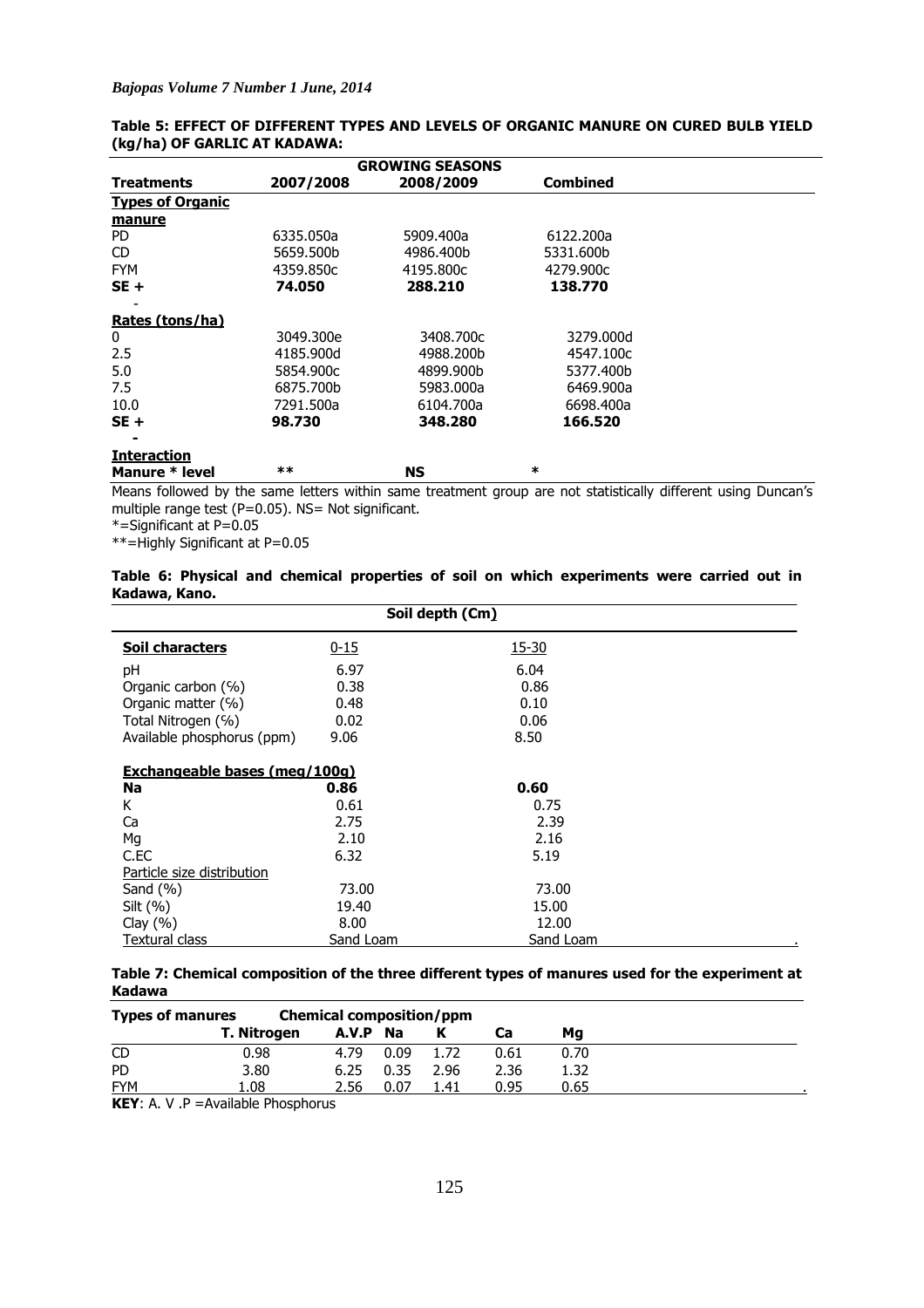**Table 5: EFFECT OF DIFFERENT TYPES AND LEVELS OF ORGANIC MANURE ON CURED BULB YIELD (kg/ha) OF GARLIC AT KADAWA:**

| | GROWING SEASONS | | |
|---|---|---|---|
| **Treatments** | **2007/2008** | **2008/2009** | **Combined** |
| **Types of Organic manure** | | | |
| PD | 6335.050a | 5909.400a | 6122.200a |
| CD | 5659.500b | 4986.400b | 5331.600b |
| FYM | 4359.850c | 4195.800c | 4279.900c |
| **SE ±** | **74.050** | **288.210** | **138.770** |
| **Rates (tons/ha)** | | | |
| 0 | 3049.300e | 3408.700c | 3279.000d |
| 2.5 | 4185.900d | 4988.200b | 4547.100c |
| 5.0 | 5854.900c | 4899.900b | 5377.400b |
| 7.5 | 6875.700b | 5983.000a | 6469.900a |
| 10.0 | 7291.500a | 6104.700a | 6698.400a |
| **SE ±** | **98.730** | **348.280** | **166.520** |
| **Interaction** | | | |
| **Manure * level** | ** | **NS** | * |

Means followed by the same letters within same treatment group are not statistically different using Duncan's multiple range test (P=0.05). NS= Not significant.

*=Significant at P=0.05

**=Highly Significant at P=0.05

**Table 6: Physical and chemical properties of soil on which experiments were carried out in Kadawa, Kano.**

| | Soil depth (Cm) | |
|---|---|---|
| **Soil characters** | 0-15 | 15-30 |
| pH | 6.97 | 6.04 |
| Organic carbon (%) | 0.38 | 0.86 |
| Organic matter (%) | 0.48 | 0.10 |
| Total Nitrogen (%) | 0.02 | 0.06 |
| Available phosphorus (ppm) | 9.06 | 8.50 |
| **Exchangeable bases (meq/100g)** | | |
| **Na** | **0.86** | **0.60** |
| K | 0.61 | 0.75 |
| Ca | 2.75 | 2.39 |
| Mg | 2.10 | 2.16 |
| C.EC | 6.32 | 5.19 |
| Particle size distribution | | |
| Sand (%) | 73.00 | 73.00 |
| Silt (%) | 19.40 | 15.00 |
| Clay (%) | 8.00 | 12.00 |
| Textural class | Sand Loam | Sand Loam |

**Table 7: Chemical composition of the three different types of manures used for the experiment at Kadawa**

| **Types of manures** | **Chemical composition/ppm** | | | | | |
|---|---|---|---|---|---|---|
| | **T. Nitrogen** | **A.V.P** | **Na** | **K** | **Ca** | **Mg** |
| CD | 0.98 | 4.79 | 0.09 | 1.72 | 0.61 | 0.70 |
| PD | 3.80 | 6.25 | 0.35 | 2.96 | 2.36 | 1.32 |
| FYM | 1.08 | 2.56 | 0.07 | 1.41 | 0.95 | 0.65 |

**KEY**: A. V .P =Available Phosphorus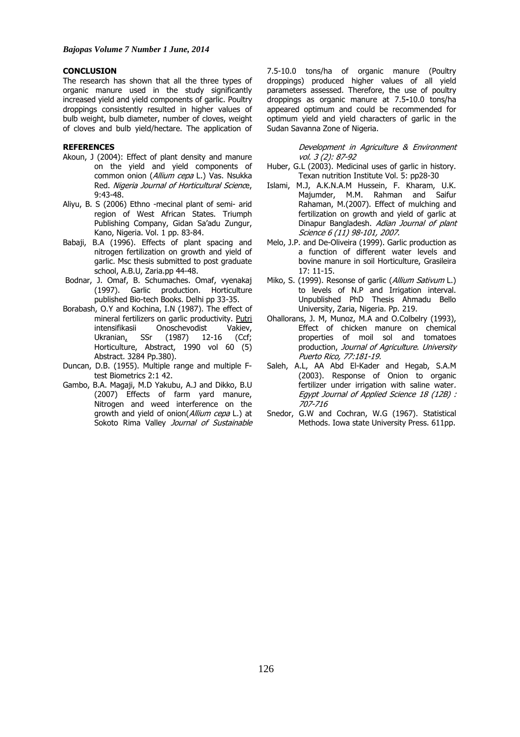## CONCLUSION

The research has shown that all the three types of organic manure used in the study significantly increased yield and yield components of garlic. Poultry droppings consistently resulted in higher values of bulb weight, bulb diameter, number of cloves, weight of cloves and bulb yield/hectare. The application of 7.5-10.0 tons/ha of organic manure (Poultry droppings) produced higher values of all yield parameters assessed. Therefore, the use of poultry droppings as organic manure at 7.5-10.0 tons/ha appeared optimum and could be recommended for optimum yield and yield characters of garlic in the Sudan Savanna Zone of Nigeria.

## REFERENCES

Akoun, J (2004): Effect of plant density and manure on the yield and yield components of common onion (*Allium cepa* L.) Vas. Nsukka Red. *Nigeria Journal of Horticultural Science*, 9:43-48.

Aliyu, B. S (2006) Ethno -mecinal plant of semi- arid region of West African States. Triumph Publishing Company, Gidan Sa'adu Zungur, Kano, Nigeria. Vol. 1 pp. 83-84.

Babaji, B.A (1996). Effects of plant spacing and nitrogen fertilization on growth and yield of garlic. Msc thesis submitted to post graduate school, A.B.U, Zaria.pp 44-48.

Bodnar, J. Omaf, B. Schumaches. Omaf, vyenakaj (1997). Garlic production. Horticulture published Bio-tech Books. Delhi pp 33-35.

Borabash, O.Y and Kochina, I.N (1987). The effect of mineral fertilizers on garlic productivity. Putri intensifikasii Onoschevodist Vakiev, Ukranian, SSr (1987) 12-16 (Ccf; Horticulture, Abstract, 1990 vol 60 (5) Abstract. 3284 Pp.380).

Duncan, D.B. (1955). Multiple range and multiple F- test Biometrics 2:1 42.

Gambo, B.A. Magaji, M.D Yakubu, A.J and Dikko, B.U (2007) Effects of farm yard manure, Nitrogen and weed interference on the growth and yield of onion(*Allium cepa* L.) at Sokoto Rima Valley *Journal of Sustainable Development in Agriculture & Environment vol. 3 (2): 87-92*

Huber, G.L (2003). Medicinal uses of garlic in history. Texan nutrition Institute Vol. 5: pp28-30

Islami, M.J, A.K.N.A.M Hussein, F. Kharam, U.K. Majumder, M.M. Rahman and Saifur Rahaman, M.(2007). Effect of mulching and fertilization on growth and yield of garlic at Dinapur Bangladesh. *Adian Journal of plant Science 6 (11) 98-101, 2007.*

Melo, J.P. and De-Oliveira (1999). Garlic production as a function of different water levels and bovine manure in soil Horticulture, Grasileira 17: 11-15.

Miko, S. (1999). Resonse of garlic (*Allium Sativum* L.) to levels of N.P and Irrigation interval. Unpublished PhD Thesis Ahmadu Bello University, Zaria, Nigeria. Pp. 219.

Ohallorans, J. M, Munoz, M.A and O.Colbelry (1993), Effect of chicken manure on chemical properties of moil sol and tomatoes production, *Journal of Agriculture. University Puerto Rico, 77:181-19.*

Saleh, A.L, AA Abd El-Kader and Hegab, S.A.M (2003). Response of Onion to organic fertilizer under irrigation with saline water. *Egypt Journal of Applied Science 18 (12B) : 707-716*

Snedor, G.W and Cochran, W.G (1967). Statistical Methods. Iowa state University Press. 611pp.